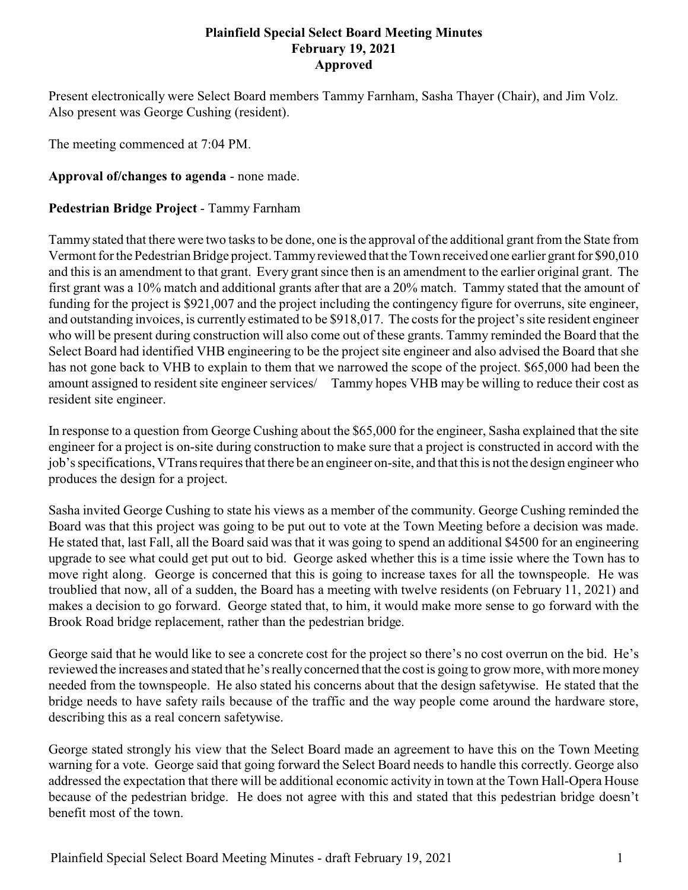# Plainfield Special Select Board Meeting Minutes
## February 19, 2021
## Approved

Present electronically were Select Board members Tammy Farnham, Sasha Thayer (Chair), and Jim Volz. Also present was George Cushing (resident).

The meeting commenced at 7:04 PM.

**Approval of/changes to agenda** - none made.

**Pedestrian Bridge Project** - Tammy Farnham

Tammy stated that there were two tasks to be done, one is the approval of the additional grant from the State from Vermont for the Pedestrian Bridge project. Tammy reviewed that the Town received one earlier grant for $90,010 and this is an amendment to that grant. Every grant since then is an amendment to the earlier original grant. The first grant was a 10% match and additional grants after that are a 20% match. Tammy stated that the amount of funding for the project is $921,007 and the project including the contingency figure for overruns, site engineer, and outstanding invoices, is currently estimated to be $918,017. The costs for the project's site resident engineer who will be present during construction will also come out of these grants. Tammy reminded the Board that the Select Board had identified VHB engineering to be the project site engineer and also advised the Board that she has not gone back to VHB to explain to them that we narrowed the scope of the project. $65,000 had been the amount assigned to resident site engineer services/ Tammy hopes VHB may be willing to reduce their cost as resident site engineer.

In response to a question from George Cushing about the $65,000 for the engineer, Sasha explained that the site engineer for a project is on-site during construction to make sure that a project is constructed in accord with the job's specifications, VTrans requires that there be an engineer on-site, and that this is not the design engineer who produces the design for a project.

Sasha invited George Cushing to state his views as a member of the community. George Cushing reminded the Board was that this project was going to be put out to vote at the Town Meeting before a decision was made. He stated that, last Fall, all the Board said was that it was going to spend an additional $4500 for an engineering upgrade to see what could get put out to bid. George asked whether this is a time issie where the Town has to move right along. George is concerned that this is going to increase taxes for all the townspeople. He was troublied that now, all of a sudden, the Board has a meeting with twelve residents (on February 11, 2021) and makes a decision to go forward. George stated that, to him, it would make more sense to go forward with the Brook Road bridge replacement, rather than the pedestrian bridge.

George said that he would like to see a concrete cost for the project so there's no cost overrun on the bid. He's reviewed the increases and stated that he's really concerned that the cost is going to grow more, with more money needed from the townspeople. He also stated his concerns about that the design safetywise. He stated that the bridge needs to have safety rails because of the traffic and the way people come around the hardware store, describing this as a real concern safetywise.

George stated strongly his view that the Select Board made an agreement to have this on the Town Meeting warning for a vote. George said that going forward the Select Board needs to handle this correctly. George also addressed the expectation that there will be additional economic activity in town at the Town Hall-Opera House because of the pedestrian bridge. He does not agree with this and stated that this pedestrian bridge doesn't benefit most of the town.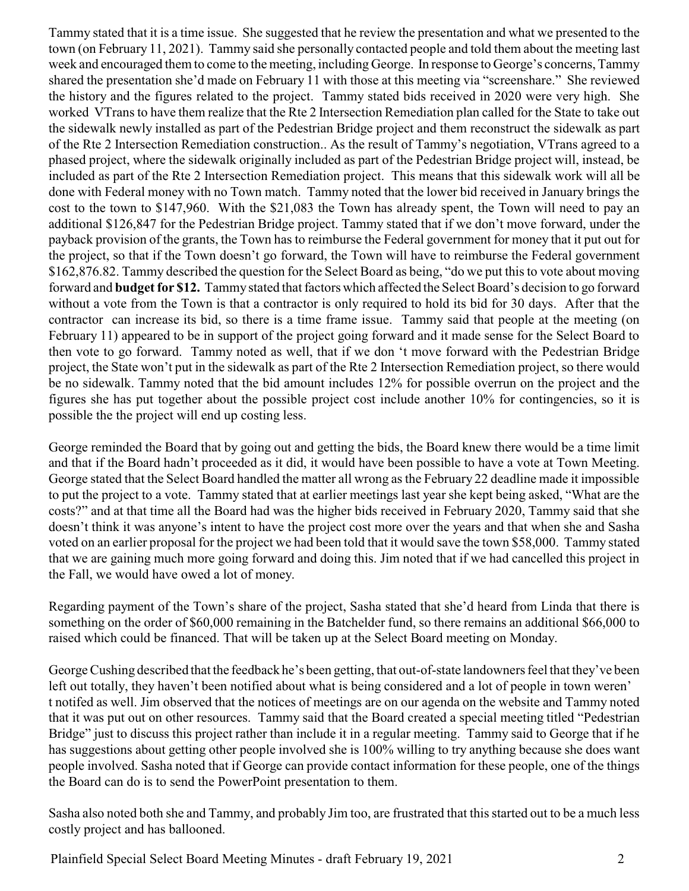Tammy stated that it is a time issue. She suggested that he review the presentation and what we presented to the town (on February 11, 2021). Tammy said she personally contacted people and told them about the meeting last week and encouraged them to come to the meeting, including George. In response to George's concerns, Tammy shared the presentation she'd made on February 11 with those at this meeting via "screenshare." She reviewed the history and the figures related to the project. Tammy stated bids received in 2020 were very high. She worked VTrans to have them realize that the Rte 2 Intersection Remediation plan called for the State to take out the sidewalk newly installed as part of the Pedestrian Bridge project and them reconstruct the sidewalk as part of the Rte 2 Intersection Remediation construction.. As the result of Tammy's negotiation, VTrans agreed to a phased project, where the sidewalk originally included as part of the Pedestrian Bridge project will, instead, be included as part of the Rte 2 Intersection Remediation project. This means that this sidewalk work will all be done with Federal money with no Town match. Tammy noted that the lower bid received in January brings the cost to the town to $147,960. With the $21,083 the Town has already spent, the Town will need to pay an additional $126,847 for the Pedestrian Bridge project. Tammy stated that if we don't move forward, under the payback provision of the grants, the Town has to reimburse the Federal government for money that it put out for the project, so that if the Town doesn't go forward, the Town will have to reimburse the Federal government $162,876.82. Tammy described the question for the Select Board as being, "do we put this to vote about moving forward and **budget for $12.** Tammy stated that factors which affected the Select Board's decision to go forward without a vote from the Town is that a contractor is only required to hold its bid for 30 days. After that the contractor can increase its bid, so there is a time frame issue. Tammy said that people at the meeting (on February 11) appeared to be in support of the project going forward and it made sense for the Select Board to then vote to go forward. Tammy noted as well, that if we don 't move forward with the Pedestrian Bridge project, the State won't put in the sidewalk as part of the Rte 2 Intersection Remediation project, so there would be no sidewalk. Tammy noted that the bid amount includes 12% for possible overrun on the project and the figures she has put together about the possible project cost include another 10% for contingencies, so it is possible the the project will end up costing less.

George reminded the Board that by going out and getting the bids, the Board knew there would be a time limit and that if the Board hadn't proceeded as it did, it would have been possible to have a vote at Town Meeting. George stated that the Select Board handled the matter all wrong as the February 22 deadline made it impossible to put the project to a vote. Tammy stated that at earlier meetings last year she kept being asked, "What are the costs?" and at that time all the Board had was the higher bids received in February 2020, Tammy said that she doesn't think it was anyone's intent to have the project cost more over the years and that when she and Sasha voted on an earlier proposal for the project we had been told that it would save the town $58,000. Tammy stated that we are gaining much more going forward and doing this. Jim noted that if we had cancelled this project in the Fall, we would have owed a lot of money.

Regarding payment of the Town's share of the project, Sasha stated that she'd heard from Linda that there is something on the order of $60,000 remaining in the Batchelder fund, so there remains an additional $66,000 to raised which could be financed. That will be taken up at the Select Board meeting on Monday.

George Cushing described that the feedback he's been getting, that out-of-state landowners feel that they've been left out totally, they haven't been notified about what is being considered and a lot of people in town weren' t notifed as well. Jim observed that the notices of meetings are on our agenda on the website and Tammy noted that it was put out on other resources. Tammy said that the Board created a special meeting titled "Pedestrian Bridge" just to discuss this project rather than include it in a regular meeting. Tammy said to George that if he has suggestions about getting other people involved she is 100% willing to try anything because she does want people involved. Sasha noted that if George can provide contact information for these people, one of the things the Board can do is to send the PowerPoint presentation to them.

Sasha also noted both she and Tammy, and probably Jim too, are frustrated that this started out to be a much less costly project and has ballooned.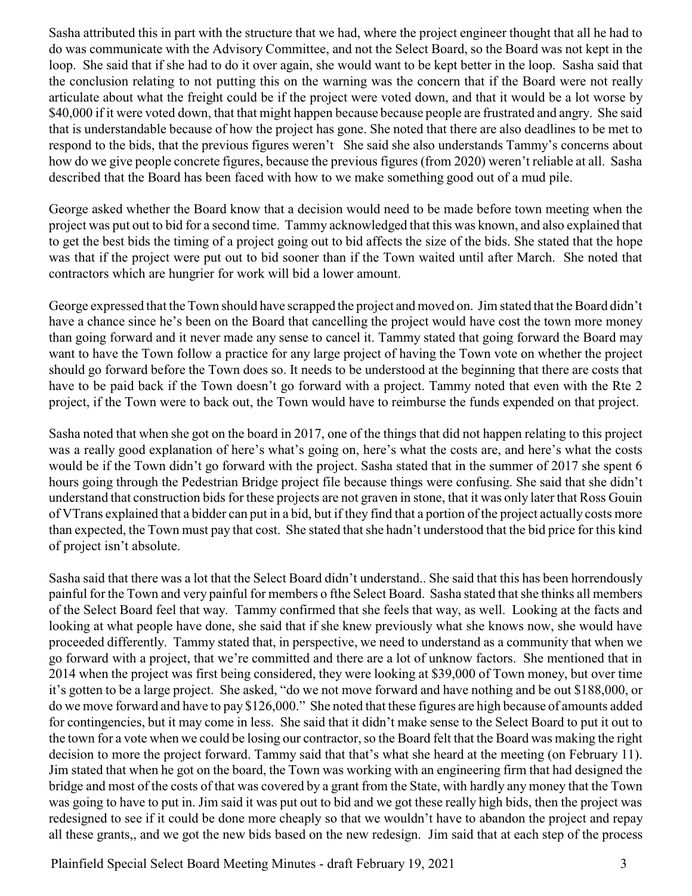Sasha attributed this in part with the structure that we had, where the project engineer thought that all he had to do was communicate with the Advisory Committee, and not the Select Board, so the Board was not kept in the loop. She said that if she had to do it over again, she would want to be kept better in the loop. Sasha said that the conclusion relating to not putting this on the warning was the concern that if the Board were not really articulate about what the freight could be if the project were voted down, and that it would be a lot worse by $40,000 if it were voted down, that that might happen because because people are frustrated and angry. She said that is understandable because of how the project has gone. She noted that there are also deadlines to be met to respond to the bids, that the previous figures weren't She said she also understands Tammy's concerns about how do we give people concrete figures, because the previous figures (from 2020) weren't reliable at all. Sasha described that the Board has been faced with how to we make something good out of a mud pile.

George asked whether the Board know that a decision would need to be made before town meeting when the project was put out to bid for a second time. Tammy acknowledged that this was known, and also explained that to get the best bids the timing of a project going out to bid affects the size of the bids. She stated that the hope was that if the project were put out to bid sooner than if the Town waited until after March. She noted that contractors which are hungrier for work will bid a lower amount.

George expressed that the Town should have scrapped the project and moved on. Jim stated that the Board didn't have a chance since he's been on the Board that cancelling the project would have cost the town more money than going forward and it never made any sense to cancel it. Tammy stated that going forward the Board may want to have the Town follow a practice for any large project of having the Town vote on whether the project should go forward before the Town does so. It needs to be understood at the beginning that there are costs that have to be paid back if the Town doesn't go forward with a project. Tammy noted that even with the Rte 2 project, if the Town were to back out, the Town would have to reimburse the funds expended on that project.

Sasha noted that when she got on the board in 2017, one of the things that did not happen relating to this project was a really good explanation of here's what's going on, here's what the costs are, and here's what the costs would be if the Town didn't go forward with the project. Sasha stated that in the summer of 2017 she spent 6 hours going through the Pedestrian Bridge project file because things were confusing. She said that she didn't understand that construction bids for these projects are not graven in stone, that it was only later that Ross Gouin of VTrans explained that a bidder can put in a bid, but if they find that a portion of the project actually costs more than expected, the Town must pay that cost. She stated that she hadn't understood that the bid price for this kind of project isn't absolute.

Sasha said that there was a lot that the Select Board didn't understand.. She said that this has been horrendously painful for the Town and very painful for members o fthe Select Board. Sasha stated that she thinks all members of the Select Board feel that way. Tammy confirmed that she feels that way, as well. Looking at the facts and looking at what people have done, she said that if she knew previously what she knows now, she would have proceeded differently. Tammy stated that, in perspective, we need to understand as a community that when we go forward with a project, that we're committed and there are a lot of unknow factors. She mentioned that in 2014 when the project was first being considered, they were looking at $39,000 of Town money, but over time it's gotten to be a large project. She asked, "do we not move forward and have nothing and be out $188,000, or do we move forward and have to pay $126,000." She noted that these figures are high because of amounts added for contingencies, but it may come in less. She said that it didn't make sense to the Select Board to put it out to the town for a vote when we could be losing our contractor, so the Board felt that the Board was making the right decision to more the project forward. Tammy said that that's what she heard at the meeting (on February 11). Jim stated that when he got on the board, the Town was working with an engineering firm that had designed the bridge and most of the costs of that was covered by a grant from the State, with hardly any money that the Town was going to have to put in. Jim said it was put out to bid and we got these really high bids, then the project was redesigned to see if it could be done more cheaply so that we wouldn't have to abandon the project and repay all these grants,, and we got the new bids based on the new redesign. Jim said that at each step of the process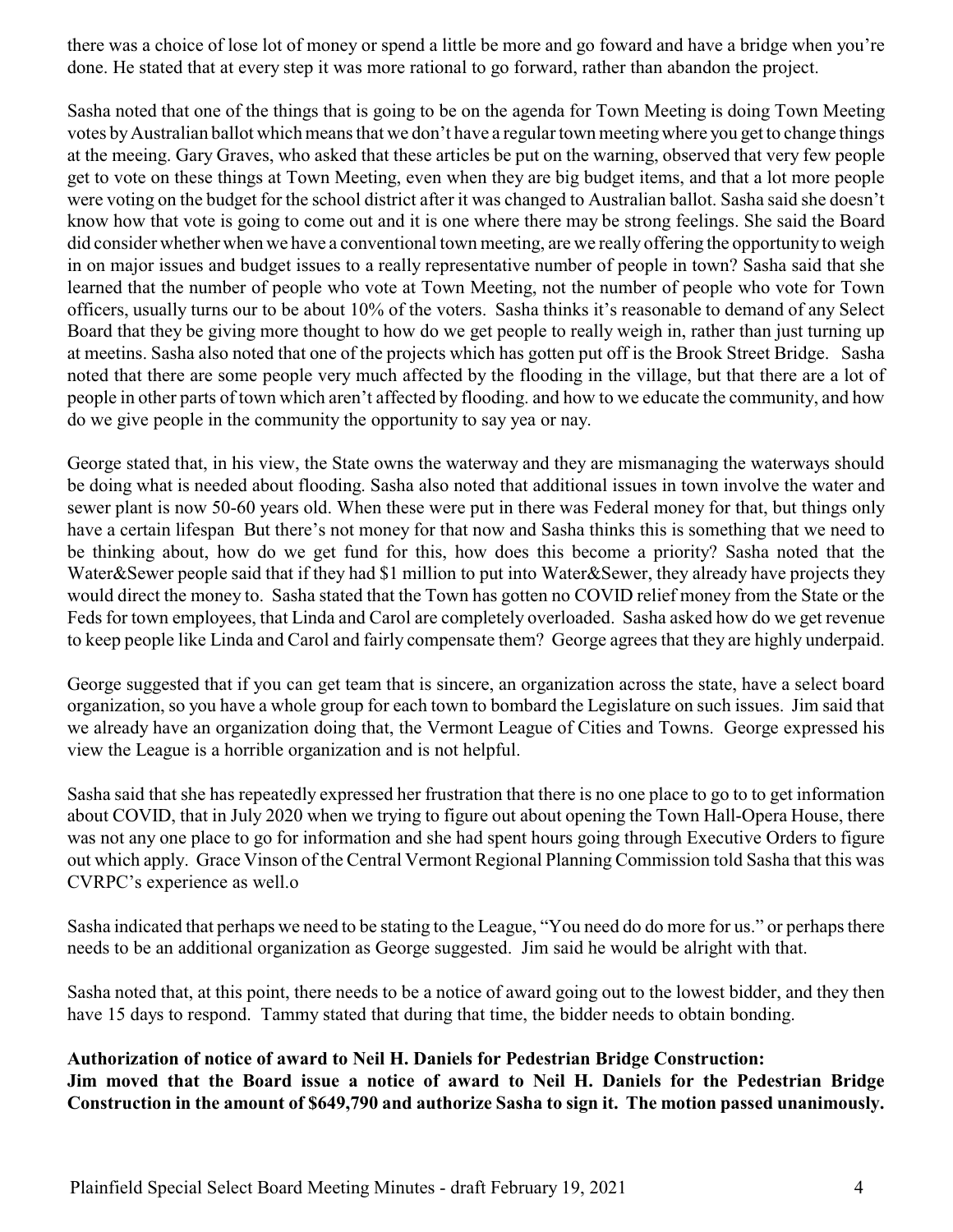there was a choice of lose lot of money or spend a little be more and go foward and have a bridge when you're done. He stated that at every step it was more rational to go forward, rather than abandon the project.

Sasha noted that one of the things that is going to be on the agenda for Town Meeting is doing Town Meeting votes by Australian ballot which means that we don't have a regular town meeting where you get to change things at the meeing. Gary Graves, who asked that these articles be put on the warning, observed that very few people get to vote on these things at Town Meeting, even when they are big budget items, and that a lot more people were voting on the budget for the school district after it was changed to Australian ballot. Sasha said she doesn't know how that vote is going to come out and it is one where there may be strong feelings. She said the Board did consider whether when we have a conventional town meeting, are we really offering the opportunity to weigh in on major issues and budget issues to a really representative number of people in town? Sasha said that she learned that the number of people who vote at Town Meeting, not the number of people who vote for Town officers, usually turns our to be about 10% of the voters. Sasha thinks it's reasonable to demand of any Select Board that they be giving more thought to how do we get people to really weigh in, rather than just turning up at meetins. Sasha also noted that one of the projects which has gotten put off is the Brook Street Bridge. Sasha noted that there are some people very much affected by the flooding in the village, but that there are a lot of people in other parts of town which aren't affected by flooding. and how to we educate the community, and how do we give people in the community the opportunity to say yea or nay.

George stated that, in his view, the State owns the waterway and they are mismanaging the waterways should be doing what is needed about flooding. Sasha also noted that additional issues in town involve the water and sewer plant is now 50-60 years old. When these were put in there was Federal money for that, but things only have a certain lifespan But there's not money for that now and Sasha thinks this is something that we need to be thinking about, how do we get fund for this, how does this become a priority? Sasha noted that the Water&Sewer people said that if they had $1 million to put into Water&Sewer, they already have projects they would direct the money to. Sasha stated that the Town has gotten no COVID relief money from the State or the Feds for town employees, that Linda and Carol are completely overloaded. Sasha asked how do we get revenue to keep people like Linda and Carol and fairly compensate them? George agrees that they are highly underpaid.

George suggested that if you can get team that is sincere, an organization across the state, have a select board organization, so you have a whole group for each town to bombard the Legislature on such issues. Jim said that we already have an organization doing that, the Vermont League of Cities and Towns. George expressed his view the League is a horrible organization and is not helpful.

Sasha said that she has repeatedly expressed her frustration that there is no one place to go to to get information about COVID, that in July 2020 when we trying to figure out about opening the Town Hall-Opera House, there was not any one place to go for information and she had spent hours going through Executive Orders to figure out which apply. Grace Vinson of the Central Vermont Regional Planning Commission told Sasha that this was CVRPC's experience as well.o

Sasha indicated that perhaps we need to be stating to the League, "You need do do more for us." or perhaps there needs to be an additional organization as George suggested. Jim said he would be alright with that.

Sasha noted that, at this point, there needs to be a notice of award going out to the lowest bidder, and they then have 15 days to respond. Tammy stated that during that time, the bidder needs to obtain bonding.

**Authorization of notice of award to Neil H. Daniels for Pedestrian Bridge Construction:**
**Jim moved that the Board issue a notice of award to Neil H. Daniels for the Pedestrian Bridge Construction in the amount of $649,790 and authorize Sasha to sign it. The motion passed unanimously.**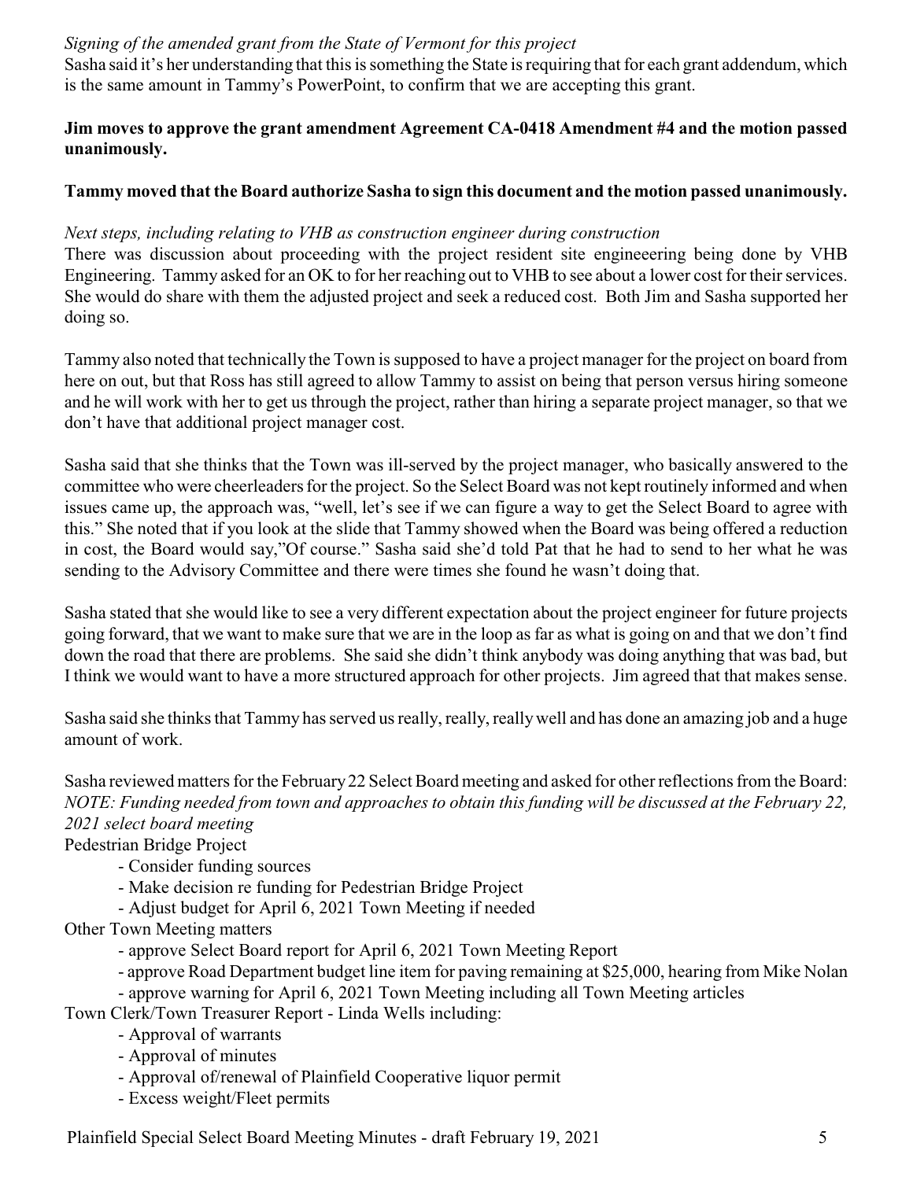*Signing of the amended grant from the State of Vermont for this project*

Sasha said it's her understanding that this is something the State is requiring that for each grant addendum, which is the same amount in Tammy's PowerPoint, to confirm that we are accepting this grant.

**Jim moves to approve the grant amendment Agreement CA-0418 Amendment #4 and the motion passed unanimously.**

**Tammy moved that the Board authorize Sasha to sign this document and the motion passed unanimously.**

*Next steps, including relating to VHB as construction engineer during construction*

There was discussion about proceeding with the project resident site engineeering being done by VHB Engineering. Tammy asked for an OK to for her reaching out to VHB to see about a lower cost for their services. She would do share with them the adjusted project and seek a reduced cost. Both Jim and Sasha supported her doing so.

Tammy also noted that technically the Town is supposed to have a project manager for the project on board from here on out, but that Ross has still agreed to allow Tammy to assist on being that person versus hiring someone and he will work with her to get us through the project, rather than hiring a separate project manager, so that we don't have that additional project manager cost.

Sasha said that she thinks that the Town was ill-served by the project manager, who basically answered to the committee who were cheerleaders for the project. So the Select Board was not kept routinely informed and when issues came up, the approach was, "well, let's see if we can figure a way to get the Select Board to agree with this." She noted that if you look at the slide that Tammy showed when the Board was being offered a reduction in cost, the Board would say,"Of course." Sasha said she'd told Pat that he had to send to her what he was sending to the Advisory Committee and there were times she found he wasn't doing that.

Sasha stated that she would like to see a very different expectation about the project engineer for future projects going forward, that we want to make sure that we are in the loop as far as what is going on and that we don't find down the road that there are problems. She said she didn't think anybody was doing anything that was bad, but I think we would want to have a more structured approach for other projects. Jim agreed that that makes sense.

Sasha said she thinks that Tammy has served us really, really, really well and has done an amazing job and a huge amount of work.

Sasha reviewed matters for the February 22 Select Board meeting and asked for other reflections from the Board:
*NOTE: Funding needed from town and approaches to obtain this funding will be discussed at the February 22, 2021 select board meeting*

Pedestrian Bridge Project
- Consider funding sources
- Make decision re funding for Pedestrian Bridge Project
- Adjust budget for April 6, 2021 Town Meeting if needed

Other Town Meeting matters
- approve Select Board report for April 6, 2021 Town Meeting Report
- approve Road Department budget line item for paving remaining at $25,000, hearing from Mike Nolan
- approve warning for April 6, 2021 Town Meeting including all Town Meeting articles

Town Clerk/Town Treasurer Report - Linda Wells including:
- Approval of warrants
- Approval of minutes
- Approval of/renewal of Plainfield Cooperative liquor permit
- Excess weight/Fleet permits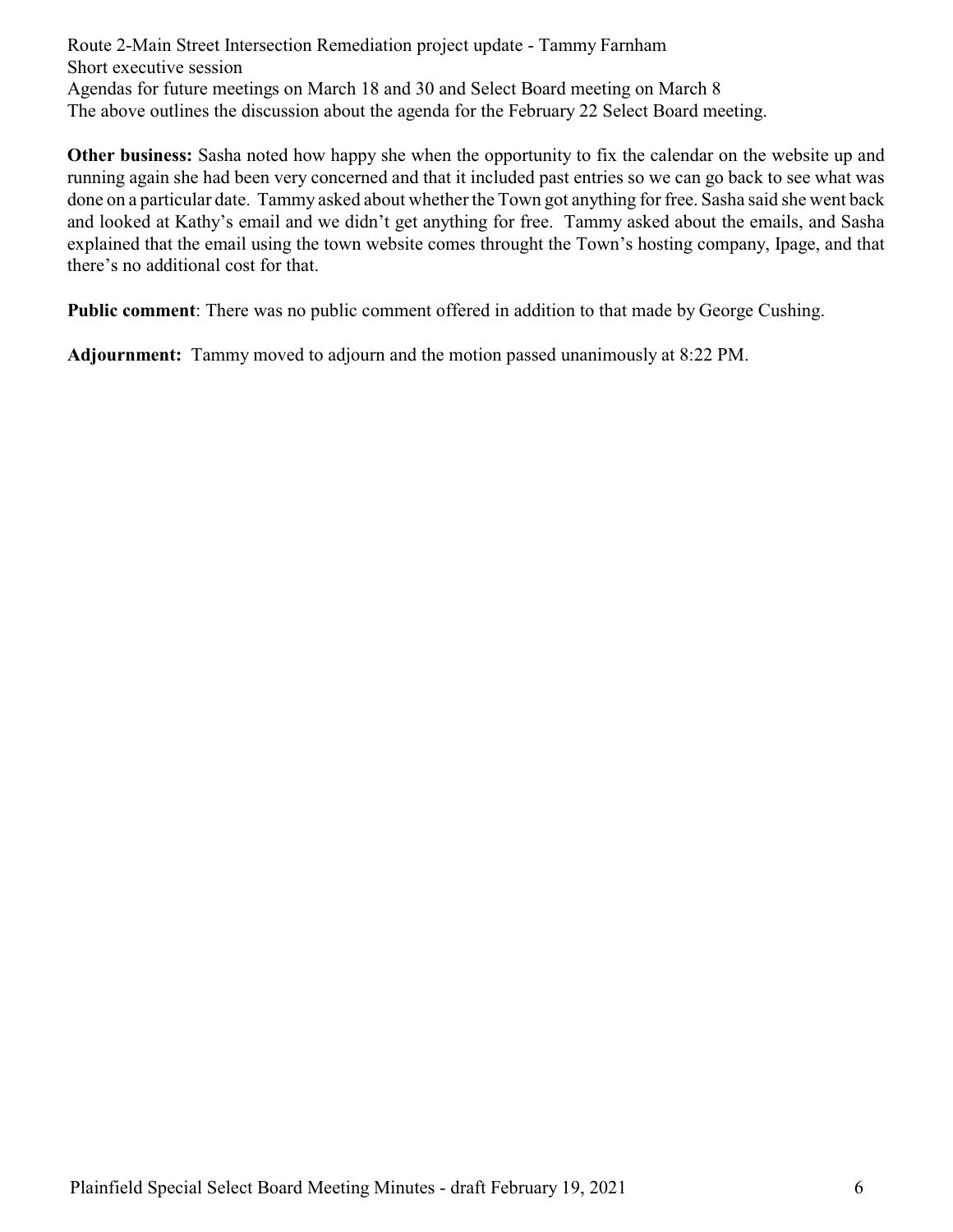Route 2-Main Street Intersection Remediation project update - Tammy Farnham
Short executive session
Agendas for future meetings on March 18 and 30 and Select Board meeting on March 8
The above outlines the discussion about the agenda for the February 22 Select Board meeting.

**Other business:** Sasha noted how happy she when the opportunity to fix the calendar on the website up and running again she had been very concerned and that it included past entries so we can go back to see what was done on a particular date. Tammy asked about whether the Town got anything for free. Sasha said she went back and looked at Kathy's email and we didn't get anything for free. Tammy asked about the emails, and Sasha explained that the email using the town website comes throught the Town's hosting company, Ipage, and that there's no additional cost for that.

**Public comment**: There was no public comment offered in addition to that made by George Cushing.

**Adjournment:** Tammy moved to adjourn and the motion passed unanimously at 8:22 PM.